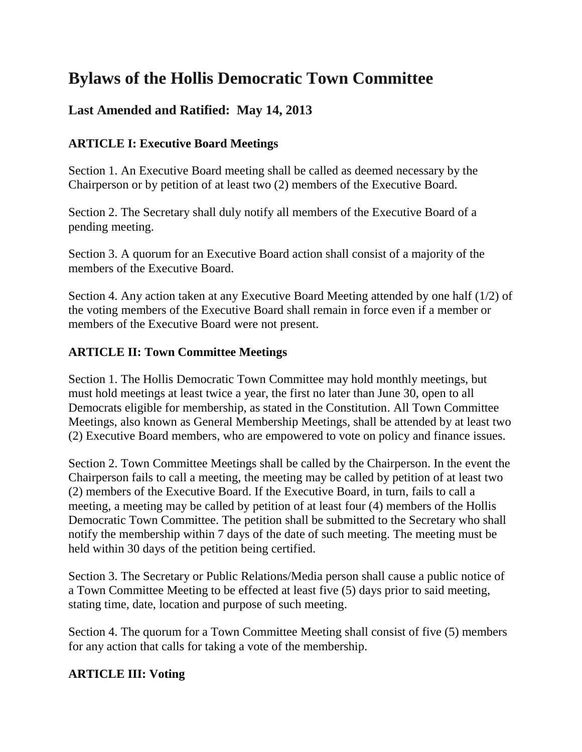# Bylaws of the Hollis Democratic Town Committee

## Last Amended and Ratified: May 14, 2013

### ARTICLE I: Executive Board Meetings

Section 1. An Executive Board meeting shall be called as deemed necessary by the Chairperson or by petition of at least two (2) members of the Executive Board.

Section 2. The Secretary shall duly notify all members of the Executive Board of a pending meeting.

Section 3. A quorum for an Executive Board action shall consist of a majority of the members of the Executive Board.

Section 4. Any action taken at any Executive Board Meeting attended by one half (1/2) of the voting members of the Executive Board shall remain in force even if a member or members of the Executive Board were not present.

### ARTICLE II: Town Committee Meetings

Section 1. The Hollis Democratic Town Committee may hold monthly meetings, but must hold meetings at least twice a year, the first no later than June 30, open to all Democrats eligible for membership, as stated in the Constitution. All Town Committee Meetings, also known as General Membership Meetings, shall be attended by at least two (2) Executive Board members, who are empowered to vote on policy and finance issues.

Section 2. Town Committee Meetings shall be called by the Chairperson. In the event the Chairperson fails to call a meeting, the meeting may be called by petition of at least two (2) members of the Executive Board. If the Executive Board, in turn, fails to call a meeting, a meeting may be called by petition of at least four (4) members of the Hollis Democratic Town Committee. The petition shall be submitted to the Secretary who shall notify the membership within 7 days of the date of such meeting. The meeting must be held within 30 days of the petition being certified.

Section 3. The Secretary or Public Relations/Media person shall cause a public notice of a Town Committee Meeting to be effected at least five (5) days prior to said meeting, stating time, date, location and purpose of such meeting.

Section 4. The quorum for a Town Committee Meeting shall consist of five (5) members for any action that calls for taking a vote of the membership.

### ARTICLE III: Voting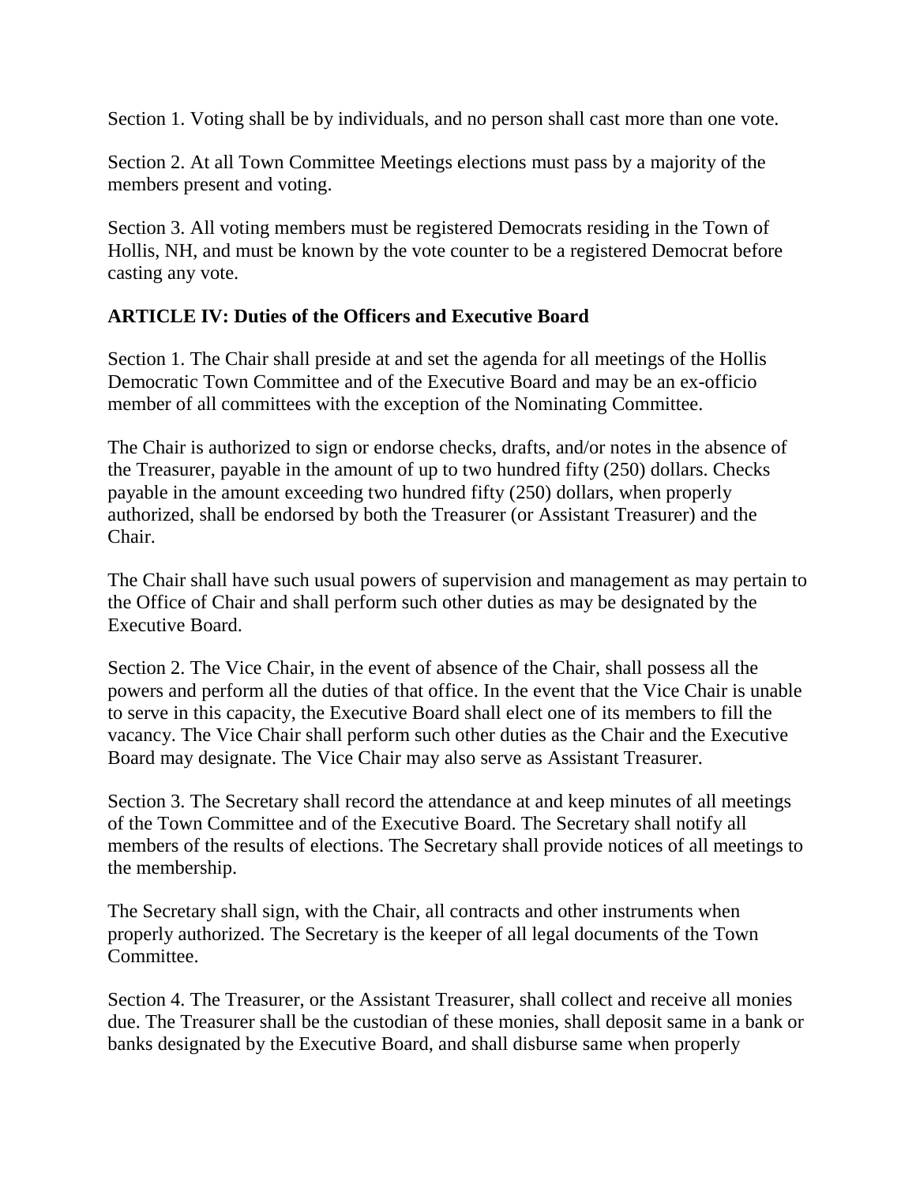Section 1. Voting shall be by individuals, and no person shall cast more than one vote.

Section 2. At all Town Committee Meetings elections must pass by a majority of the members present and voting.

Section 3. All voting members must be registered Democrats residing in the Town of Hollis, NH, and must be known by the vote counter to be a registered Democrat before casting any vote.

## ARTICLE IV: Duties of the Officers and Executive Board

Section 1. The Chair shall preside at and set the agenda for all meetings of the Hollis Democratic Town Committee and of the Executive Board and may be an ex-officio member of all committees with the exception of the Nominating Committee.

The Chair is authorized to sign or endorse checks, drafts, and/or notes in the absence of the Treasurer, payable in the amount of up to two hundred fifty (250) dollars. Checks payable in the amount exceeding two hundred fifty (250) dollars, when properly authorized, shall be endorsed by both the Treasurer (or Assistant Treasurer) and the Chair.

The Chair shall have such usual powers of supervision and management as may pertain to the Office of Chair and shall perform such other duties as may be designated by the Executive Board.

Section 2. The Vice Chair, in the event of absence of the Chair, shall possess all the powers and perform all the duties of that office. In the event that the Vice Chair is unable to serve in this capacity, the Executive Board shall elect one of its members to fill the vacancy. The Vice Chair shall perform such other duties as the Chair and the Executive Board may designate. The Vice Chair may also serve as Assistant Treasurer.

Section 3. The Secretary shall record the attendance at and keep minutes of all meetings of the Town Committee and of the Executive Board. The Secretary shall notify all members of the results of elections. The Secretary shall provide notices of all meetings to the membership.

The Secretary shall sign, with the Chair, all contracts and other instruments when properly authorized. The Secretary is the keeper of all legal documents of the Town Committee.

Section 4. The Treasurer, or the Assistant Treasurer, shall collect and receive all monies due. The Treasurer shall be the custodian of these monies, shall deposit same in a bank or banks designated by the Executive Board, and shall disburse same when properly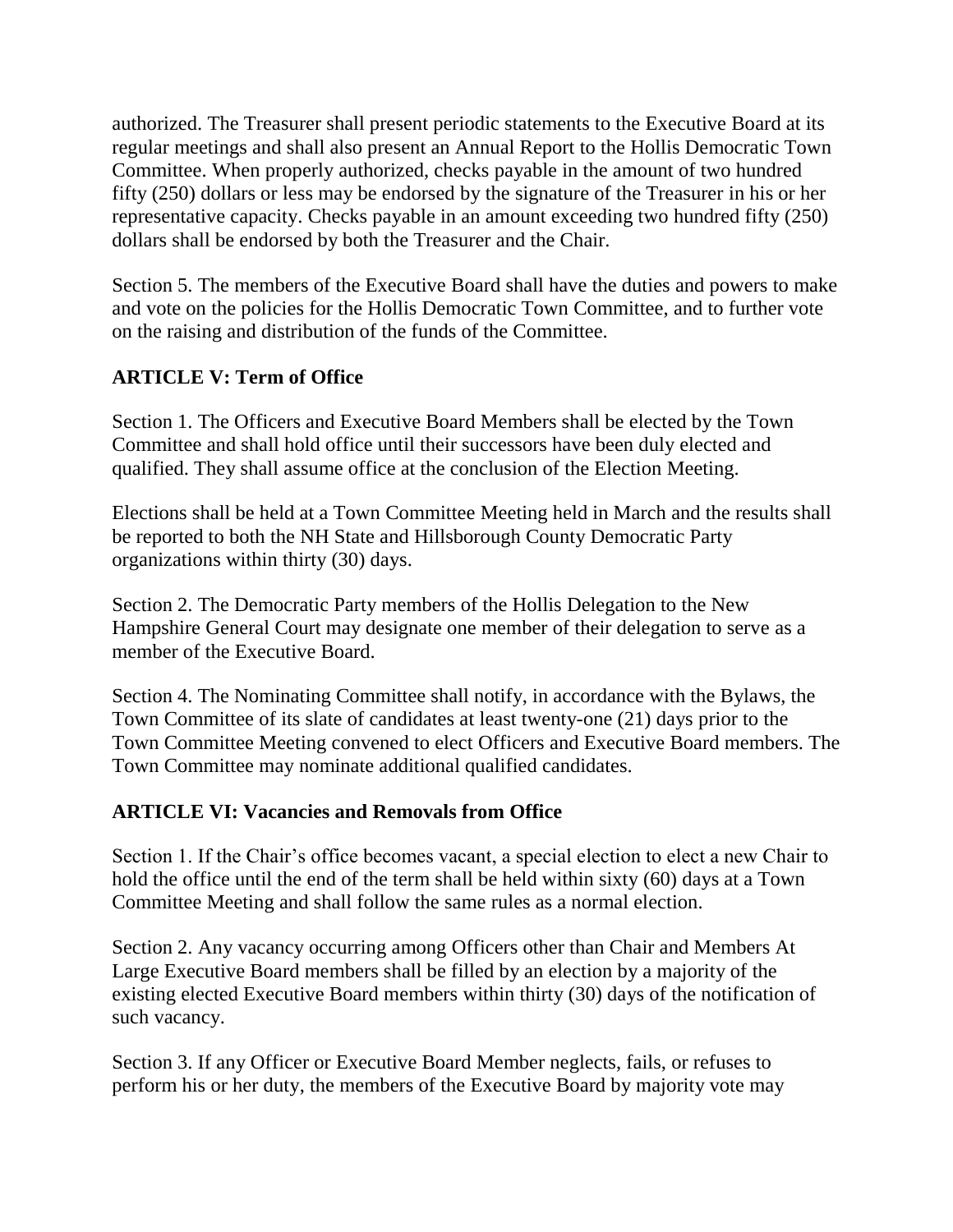authorized. The Treasurer shall present periodic statements to the Executive Board at its regular meetings and shall also present an Annual Report to the Hollis Democratic Town Committee. When properly authorized, checks payable in the amount of two hundred fifty (250) dollars or less may be endorsed by the signature of the Treasurer in his or her representative capacity. Checks payable in an amount exceeding two hundred fifty (250) dollars shall be endorsed by both the Treasurer and the Chair.

Section 5. The members of the Executive Board shall have the duties and powers to make and vote on the policies for the Hollis Democratic Town Committee, and to further vote on the raising and distribution of the funds of the Committee.

## ARTICLE V: Term of Office

Section 1. The Officers and Executive Board Members shall be elected by the Town Committee and shall hold office until their successors have been duly elected and qualified. They shall assume office at the conclusion of the Election Meeting.

Elections shall be held at a Town Committee Meeting held in March and the results shall be reported to both the NH State and Hillsborough County Democratic Party organizations within thirty (30) days.

Section 2. The Democratic Party members of the Hollis Delegation to the New Hampshire General Court may designate one member of their delegation to serve as a member of the Executive Board.

Section 4. The Nominating Committee shall notify, in accordance with the Bylaws, the Town Committee of its slate of candidates at least twenty-one (21) days prior to the Town Committee Meeting convened to elect Officers and Executive Board members. The Town Committee may nominate additional qualified candidates.

## ARTICLE VI: Vacancies and Removals from Office

Section 1. If the Chair's office becomes vacant, a special election to elect a new Chair to hold the office until the end of the term shall be held within sixty (60) days at a Town Committee Meeting and shall follow the same rules as a normal election.

Section 2. Any vacancy occurring among Officers other than Chair and Members At Large Executive Board members shall be filled by an election by a majority of the existing elected Executive Board members within thirty (30) days of the notification of such vacancy.

Section 3. If any Officer or Executive Board Member neglects, fails, or refuses to perform his or her duty, the members of the Executive Board by majority vote may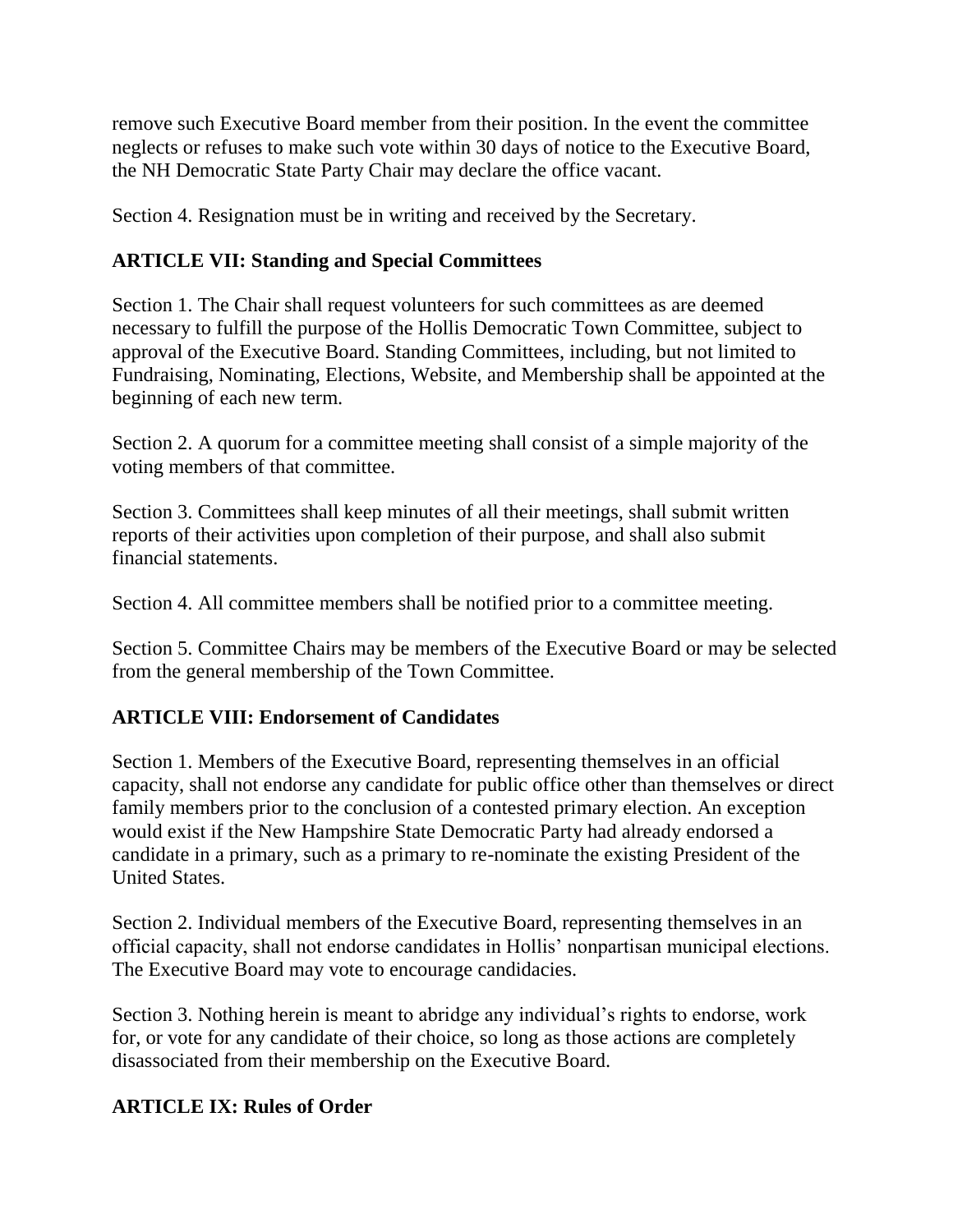remove such Executive Board member from their position. In the event the committee neglects or refuses to make such vote within 30 days of notice to the Executive Board, the NH Democratic State Party Chair may declare the office vacant.

Section 4. Resignation must be in writing and received by the Secretary.

## ARTICLE VII: Standing and Special Committees

Section 1. The Chair shall request volunteers for such committees as are deemed necessary to fulfill the purpose of the Hollis Democratic Town Committee, subject to approval of the Executive Board. Standing Committees, including, but not limited to Fundraising, Nominating, Elections, Website, and Membership shall be appointed at the beginning of each new term.

Section 2. A quorum for a committee meeting shall consist of a simple majority of the voting members of that committee.

Section 3. Committees shall keep minutes of all their meetings, shall submit written reports of their activities upon completion of their purpose, and shall also submit financial statements.

Section 4. All committee members shall be notified prior to a committee meeting.

Section 5. Committee Chairs may be members of the Executive Board or may be selected from the general membership of the Town Committee.

## ARTICLE VIII: Endorsement of Candidates

Section 1. Members of the Executive Board, representing themselves in an official capacity, shall not endorse any candidate for public office other than themselves or direct family members prior to the conclusion of a contested primary election. An exception would exist if the New Hampshire State Democratic Party had already endorsed a candidate in a primary, such as a primary to re-nominate the existing President of the United States.

Section 2. Individual members of the Executive Board, representing themselves in an official capacity, shall not endorse candidates in Hollis' nonpartisan municipal elections. The Executive Board may vote to encourage candidacies.

Section 3. Nothing herein is meant to abridge any individual's rights to endorse, work for, or vote for any candidate of their choice, so long as those actions are completely disassociated from their membership on the Executive Board.

## ARTICLE IX: Rules of Order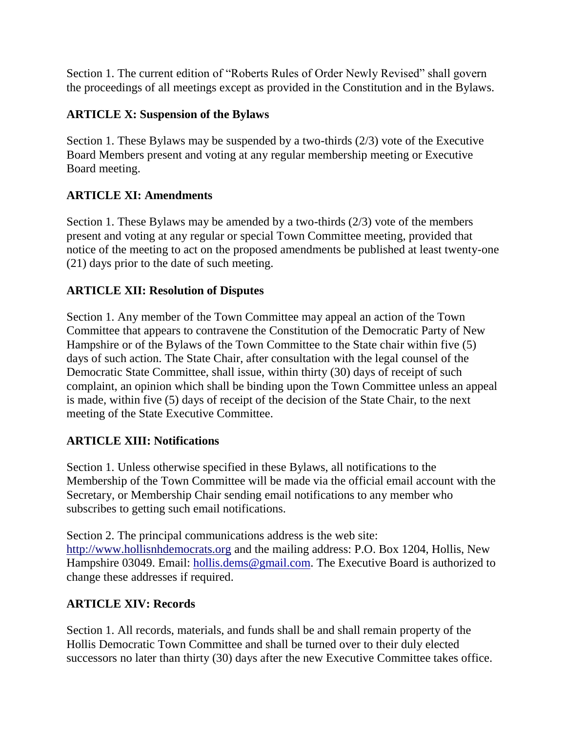Section 1. The current edition of "Roberts Rules of Order Newly Revised" shall govern the proceedings of all meetings except as provided in the Constitution and in the Bylaws.

## ARTICLE X: Suspension of the Bylaws

Section 1. These Bylaws may be suspended by a two-thirds (2/3) vote of the Executive Board Members present and voting at any regular membership meeting or Executive Board meeting.

## ARTICLE XI: Amendments

Section 1. These Bylaws may be amended by a two-thirds (2/3) vote of the members present and voting at any regular or special Town Committee meeting, provided that notice of the meeting to act on the proposed amendments be published at least twenty-one (21) days prior to the date of such meeting.

## ARTICLE XII: Resolution of Disputes

Section 1. Any member of the Town Committee may appeal an action of the Town Committee that appears to contravene the Constitution of the Democratic Party of New Hampshire or of the Bylaws of the Town Committee to the State chair within five (5) days of such action. The State Chair, after consultation with the legal counsel of the Democratic State Committee, shall issue, within thirty (30) days of receipt of such complaint, an opinion which shall be binding upon the Town Committee unless an appeal is made, within five (5) days of receipt of the decision of the State Chair, to the next meeting of the State Executive Committee.

## ARTICLE XIII: Notifications

Section 1. Unless otherwise specified in these Bylaws, all notifications to the Membership of the Town Committee will be made via the official email account with the Secretary, or Membership Chair sending email notifications to any member who subscribes to getting such email notifications.

Section 2. The principal communications address is the web site: [http://www.hollisnhdemocrats.org](http://www.hollisnhdemocrats.org) and the mailing address: P.O. Box 1204, Hollis, New Hampshire 03049. Email: [hollis.dems@gmail.com](mailto:hollis.dems@gmail.com). The Executive Board is authorized to change these addresses if required.

## ARTICLE XIV: Records

Section 1. All records, materials, and funds shall be and shall remain property of the Hollis Democratic Town Committee and shall be turned over to their duly elected successors no later than thirty (30) days after the new Executive Committee takes office.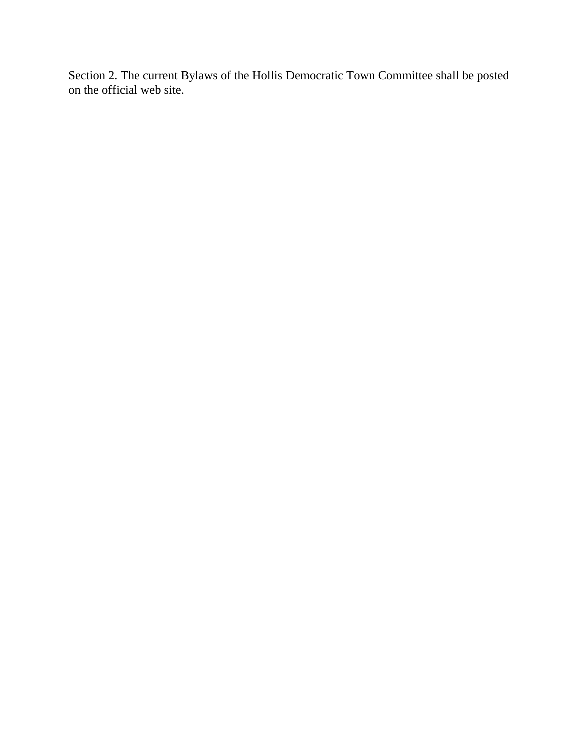Section 2. The current Bylaws of the Hollis Democratic Town Committee shall be posted on the official web site.